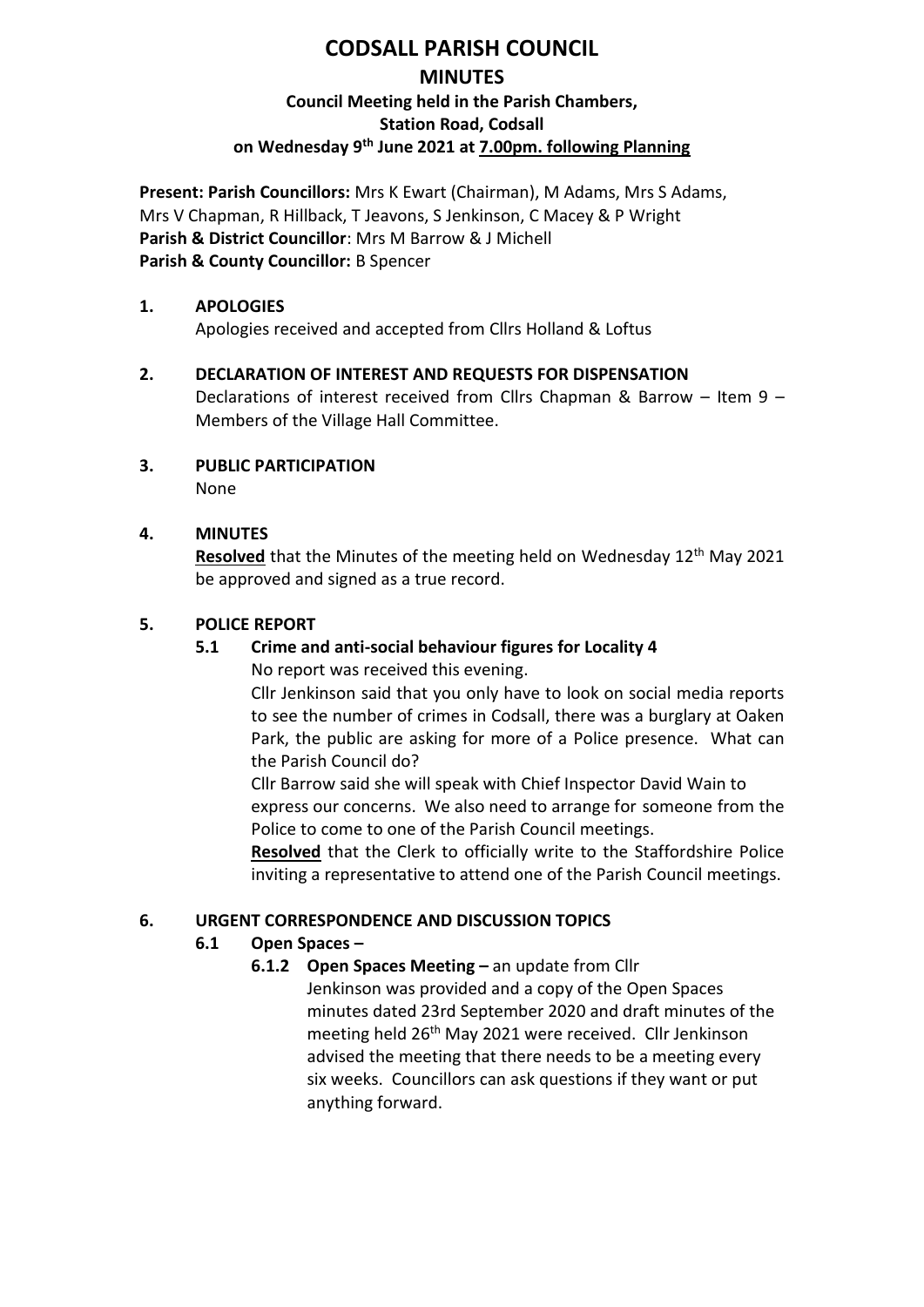# CODSALL PARISH COUNCIL

## MINUTES

### Council Meeting held in the Parish Chambers, Station Road, Codsall on Wednesday 9th June 2021 at 7.00pm. following Planning

**Present: Parish Councillors:** Mrs K Ewart (Chairman), M Adams, Mrs S Adams, Mrs V Chapman, R Hillback, T Jeavons, S Jenkinson, C Macey & P Wright
**Parish & District Councillor**: Mrs M Barrow & J Michell
**Parish & County Councillor:** B Spencer

**1. APOLOGIES**

Apologies received and accepted from Cllrs Holland & Loftus

**2. DECLARATION OF INTEREST AND REQUESTS FOR DISPENSATION**

Declarations of interest received from Cllrs Chapman & Barrow – Item 9 – Members of the Village Hall Committee.

**3. PUBLIC PARTICIPATION**

None

**4. MINUTES**

**Resolved** that the Minutes of the meeting held on Wednesday 12th May 2021 be approved and signed as a true record.

**5. POLICE REPORT**

**5.1 Crime and anti-social behaviour figures for Locality 4**

No report was received this evening.

Cllr Jenkinson said that you only have to look on social media reports to see the number of crimes in Codsall, there was a burglary at Oaken Park, the public are asking for more of a Police presence. What can the Parish Council do?

Cllr Barrow said she will speak with Chief Inspector David Wain to express our concerns. We also need to arrange for someone from the Police to come to one of the Parish Council meetings.

**Resolved** that the Clerk to officially write to the Staffordshire Police inviting a representative to attend one of the Parish Council meetings.

**6. URGENT CORRESPONDENCE AND DISCUSSION TOPICS**

**6.1 Open Spaces –**

**6.1.2 Open Spaces Meeting –** an update from Cllr Jenkinson was provided and a copy of the Open Spaces minutes dated 23rd September 2020 and draft minutes of the meeting held 26th May 2021 were received. Cllr Jenkinson advised the meeting that there needs to be a meeting every six weeks. Councillors can ask questions if they want or put anything forward.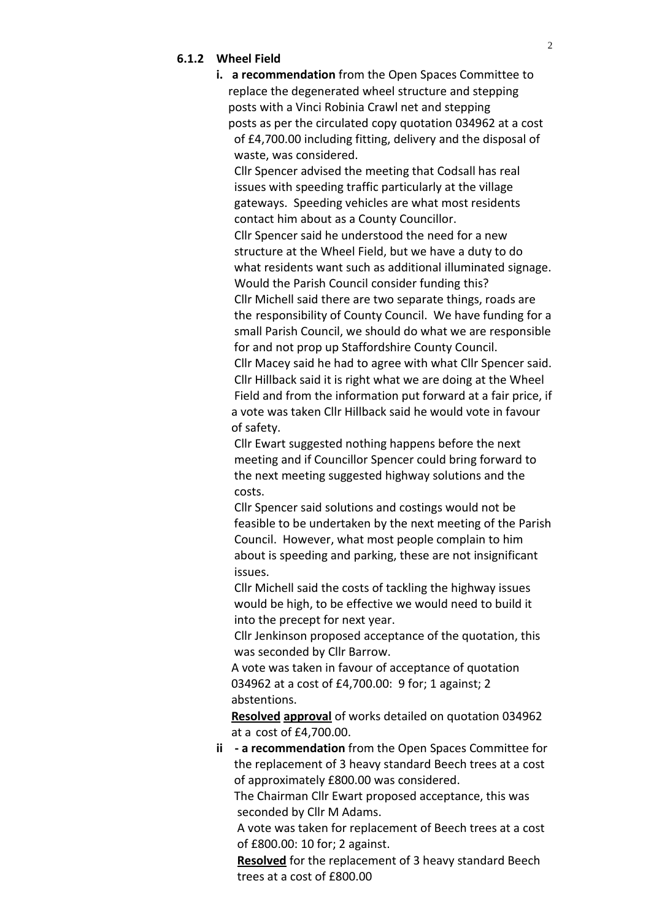### 6.1.2 Wheel Field

**i. a recommendation** from the Open Spaces Committee to replace the degenerated wheel structure and stepping posts with a Vinci Robinia Crawl net and stepping posts as per the circulated copy quotation 034962 at a cost of £4,700.00 including fitting, delivery and the disposal of waste, was considered.

Cllr Spencer advised the meeting that Codsall has real issues with speeding traffic particularly at the village gateways. Speeding vehicles are what most residents contact him about as a County Councillor.

Cllr Spencer said he understood the need for a new structure at the Wheel Field, but we have a duty to do what residents want such as additional illuminated signage. Would the Parish Council consider funding this?

Cllr Michell said there are two separate things, roads are the responsibility of County Council. We have funding for a small Parish Council, we should do what we are responsible for and not prop up Staffordshire County Council.

Cllr Macey said he had to agree with what Cllr Spencer said.

Cllr Hillback said it is right what we are doing at the Wheel Field and from the information put forward at a fair price, if a vote was taken Cllr Hillback said he would vote in favour of safety.

Cllr Ewart suggested nothing happens before the next meeting and if Councillor Spencer could bring forward to the next meeting suggested highway solutions and the costs.

Cllr Spencer said solutions and costings would not be feasible to be undertaken by the next meeting of the Parish Council. However, what most people complain to him about is speeding and parking, these are not insignificant issues.

Cllr Michell said the costs of tackling the highway issues would be high, to be effective we would need to build it into the precept for next year.

Cllr Jenkinson proposed acceptance of the quotation, this was seconded by Cllr Barrow.

A vote was taken in favour of acceptance of quotation 034962 at a cost of £4,700.00: 9 for; 1 against; 2 abstentions.

**Resolved approval** of works detailed on quotation 034962 at a cost of £4,700.00.

**ii - a recommendation** from the Open Spaces Committee for the replacement of 3 heavy standard Beech trees at a cost of approximately £800.00 was considered.

The Chairman Cllr Ewart proposed acceptance, this was seconded by Cllr M Adams.

A vote was taken for replacement of Beech trees at a cost of £800.00: 10 for; 2 against.

**Resolved** for the replacement of 3 heavy standard Beech trees at a cost of £800.00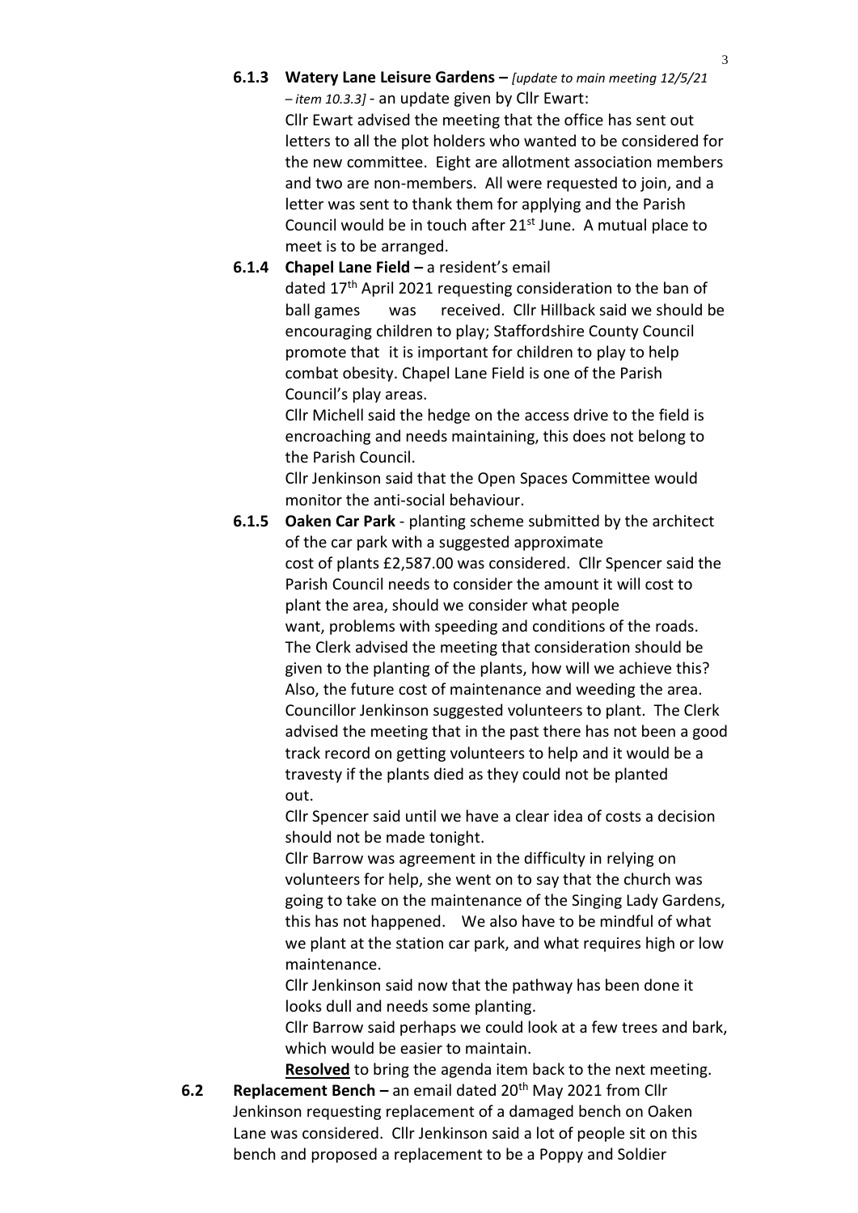**6.1.3 Watery Lane Leisure Gardens –** *[update to main meeting 12/5/21 – item 10.3.3]* - an update given by Cllr Ewart:

Cllr Ewart advised the meeting that the office has sent out letters to all the plot holders who wanted to be considered for the new committee. Eight are allotment association members and two are non-members. All were requested to join, and a letter was sent to thank them for applying and the Parish Council would be in touch after 21st June. A mutual place to meet is to be arranged.

**6.1.4 Chapel Lane Field –** a resident's email dated 17th April 2021 requesting consideration to the ban of ball games was received. Cllr Hillback said we should be encouraging children to play; Staffordshire County Council promote that it is important for children to play to help combat obesity. Chapel Lane Field is one of the Parish Council's play areas.

Cllr Michell said the hedge on the access drive to the field is encroaching and needs maintaining, this does not belong to the Parish Council.

Cllr Jenkinson said that the Open Spaces Committee would monitor the anti-social behaviour.

**6.1.5 Oaken Car Park** - planting scheme submitted by the architect of the car park with a suggested approximate cost of plants £2,587.00 was considered. Cllr Spencer said the Parish Council needs to consider the amount it will cost to plant the area, should we consider what people want, problems with speeding and conditions of the roads. The Clerk advised the meeting that consideration should be given to the planting of the plants, how will we achieve this? Also, the future cost of maintenance and weeding the area. Councillor Jenkinson suggested volunteers to plant. The Clerk advised the meeting that in the past there has not been a good track record on getting volunteers to help and it would be a travesty if the plants died as they could not be planted out.

Cllr Spencer said until we have a clear idea of costs a decision should not be made tonight.

Cllr Barrow was agreement in the difficulty in relying on volunteers for help, she went on to say that the church was going to take on the maintenance of the Singing Lady Gardens, this has not happened. We also have to be mindful of what we plant at the station car park, and what requires high or low maintenance.

Cllr Jenkinson said now that the pathway has been done it looks dull and needs some planting.

Cllr Barrow said perhaps we could look at a few trees and bark, which would be easier to maintain.

**Resolved** to bring the agenda item back to the next meeting.

**6.2 Replacement Bench –** an email dated 20th May 2021 from Cllr Jenkinson requesting replacement of a damaged bench on Oaken Lane was considered. Cllr Jenkinson said a lot of people sit on this bench and proposed a replacement to be a Poppy and Soldier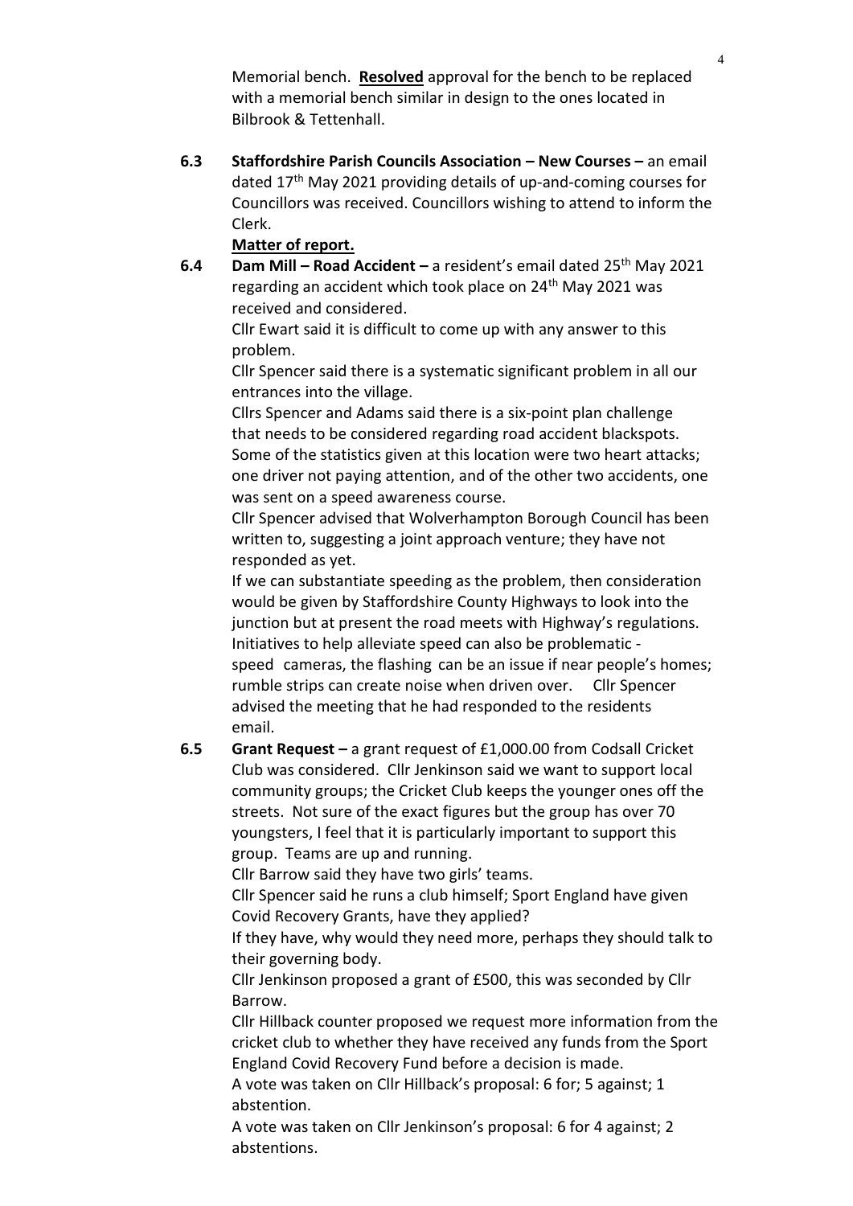Memorial bench. **Resolved** approval for the bench to be replaced with a memorial bench similar in design to the ones located in Bilbrook & Tettenhall.

**6.3 Staffordshire Parish Councils Association – New Courses –** an email dated 17th May 2021 providing details of up-and-coming courses for Councillors was received. Councillors wishing to attend to inform the Clerk.

**Matter of report.**

**6.4 Dam Mill – Road Accident –** a resident's email dated 25th May 2021 regarding an accident which took place on 24th May 2021 was received and considered.

Cllr Ewart said it is difficult to come up with any answer to this problem.

Cllr Spencer said there is a systematic significant problem in all our entrances into the village.

Cllrs Spencer and Adams said there is a six-point plan challenge that needs to be considered regarding road accident blackspots. Some of the statistics given at this location were two heart attacks; one driver not paying attention, and of the other two accidents, one was sent on a speed awareness course.

Cllr Spencer advised that Wolverhampton Borough Council has been written to, suggesting a joint approach venture; they have not responded as yet.

If we can substantiate speeding as the problem, then consideration would be given by Staffordshire County Highways to look into the junction but at present the road meets with Highway's regulations. Initiatives to help alleviate speed can also be problematic - speed cameras, the flashing can be an issue if near people's homes; rumble strips can create noise when driven over. Cllr Spencer advised the meeting that he had responded to the residents email.

**6.5 Grant Request –** a grant request of £1,000.00 from Codsall Cricket Club was considered. Cllr Jenkinson said we want to support local community groups; the Cricket Club keeps the younger ones off the streets. Not sure of the exact figures but the group has over 70 youngsters, I feel that it is particularly important to support this group. Teams are up and running.

Cllr Barrow said they have two girls' teams.

Cllr Spencer said he runs a club himself; Sport England have given Covid Recovery Grants, have they applied?

If they have, why would they need more, perhaps they should talk to their governing body.

Cllr Jenkinson proposed a grant of £500, this was seconded by Cllr Barrow.

Cllr Hillback counter proposed we request more information from the cricket club to whether they have received any funds from the Sport England Covid Recovery Fund before a decision is made.

A vote was taken on Cllr Hillback's proposal: 6 for; 5 against; 1 abstention.

A vote was taken on Cllr Jenkinson's proposal: 6 for 4 against; 2 abstentions.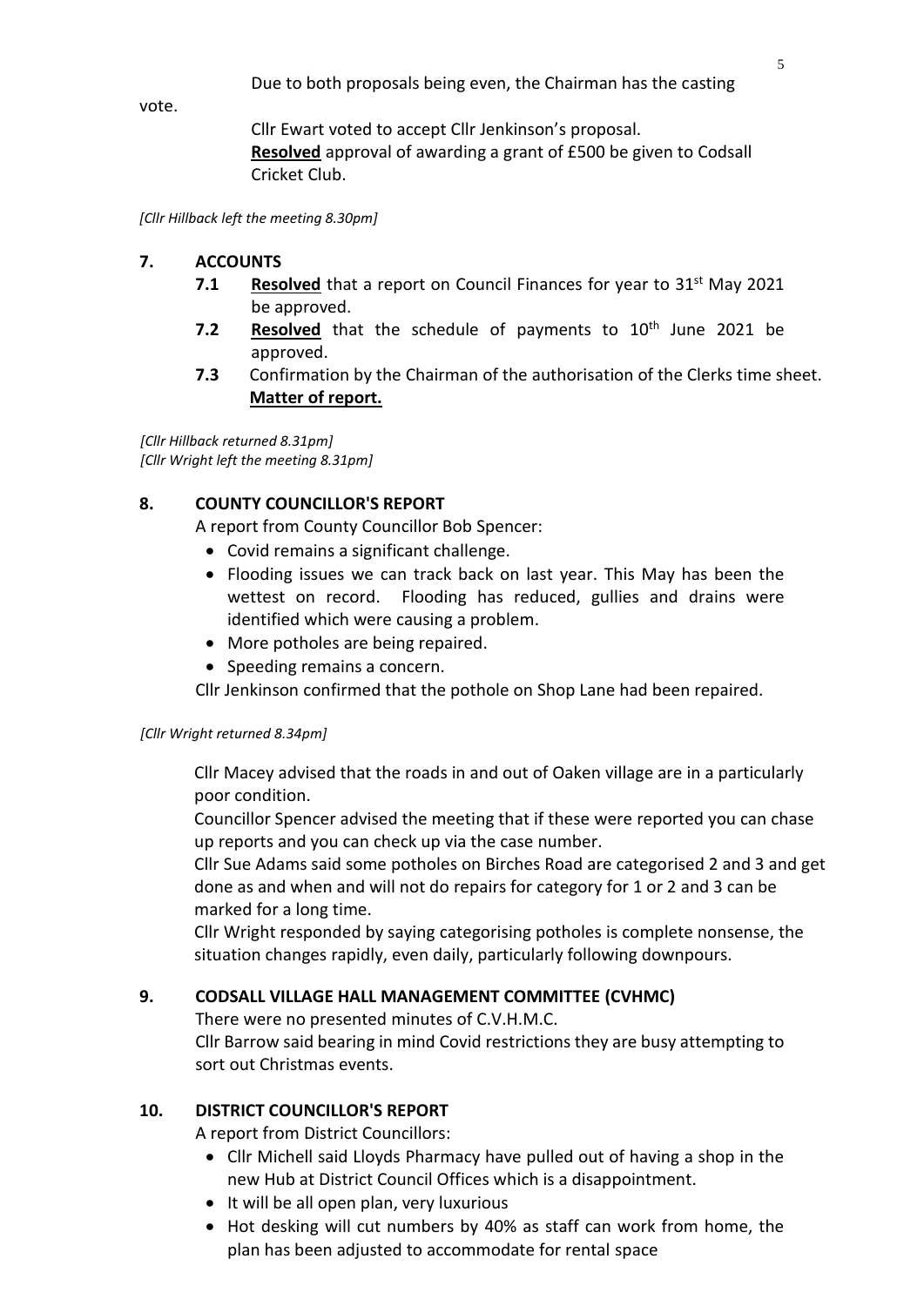Due to both proposals being even, the Chairman has the casting vote.

Cllr Ewart voted to accept Cllr Jenkinson's proposal.
**Resolved** approval of awarding a grant of £500 be given to Codsall Cricket Club.

*[Cllr Hillback left the meeting 8.30pm]*

## 7. ACCOUNTS

**7.1** **Resolved** that a report on Council Finances for year to 31st May 2021 be approved.

**7.2** **Resolved** that the schedule of payments to 10th June 2021 be approved.

**7.3** Confirmation by the Chairman of the authorisation of the Clerks time sheet. **Matter of report.**

*[Cllr Hillback returned 8.31pm]*
*[Cllr Wright left the meeting 8.31pm]*

## 8. COUNTY COUNCILLOR'S REPORT

A report from County Councillor Bob Spencer:

- Covid remains a significant challenge.
- Flooding issues we can track back on last year. This May has been the wettest on record. Flooding has reduced, gullies and drains were identified which were causing a problem.
- More potholes are being repaired.
- Speeding remains a concern.

Cllr Jenkinson confirmed that the pothole on Shop Lane had been repaired.

*[Cllr Wright returned 8.34pm]*

Cllr Macey advised that the roads in and out of Oaken village are in a particularly poor condition.

Councillor Spencer advised the meeting that if these were reported you can chase up reports and you can check up via the case number.

Cllr Sue Adams said some potholes on Birches Road are categorised 2 and 3 and get done as and when and will not do repairs for category for 1 or 2 and 3 can be marked for a long time.

Cllr Wright responded by saying categorising potholes is complete nonsense, the situation changes rapidly, even daily, particularly following downpours.

## 9. CODSALL VILLAGE HALL MANAGEMENT COMMITTEE (CVHMC)

There were no presented minutes of C.V.H.M.C.

Cllr Barrow said bearing in mind Covid restrictions they are busy attempting to sort out Christmas events.

## 10. DISTRICT COUNCILLOR'S REPORT

A report from District Councillors:

- Cllr Michell said Lloyds Pharmacy have pulled out of having a shop in the new Hub at District Council Offices which is a disappointment.
- It will be all open plan, very luxurious
- Hot desking will cut numbers by 40% as staff can work from home, the plan has been adjusted to accommodate for rental space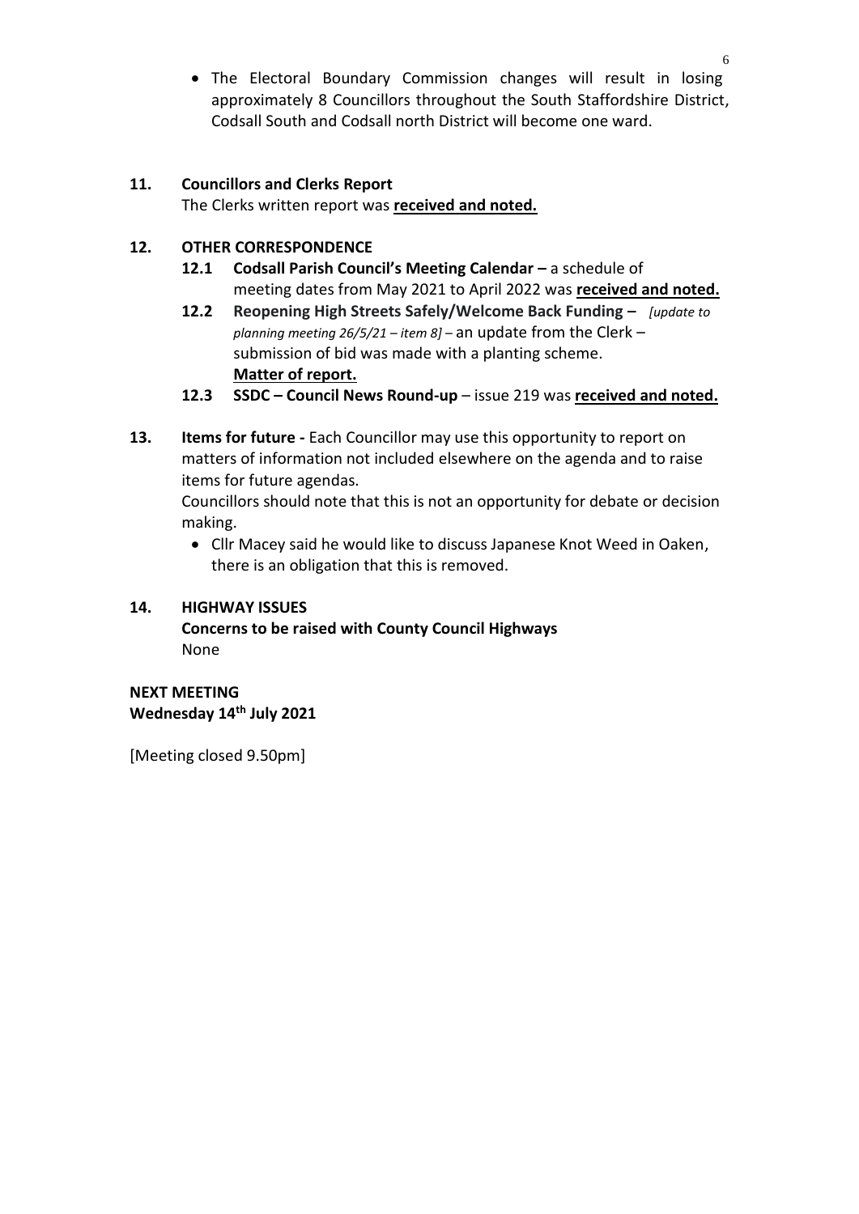- The Electoral Boundary Commission changes will result in losing approximately 8 Councillors throughout the South Staffordshire District, Codsall South and Codsall north District will become one ward.

**11. Councillors and Clerks Report**

The Clerks written report was **received and noted.**

**12. OTHER CORRESPONDENCE**

**12.1 Codsall Parish Council's Meeting Calendar –** a schedule of meeting dates from May 2021 to April 2022 was **received and noted.**

**12.2 Reopening High Streets Safely/Welcome Back Funding –** *[update to planning meeting 26/5/21 – item 8]* – an update from the Clerk – submission of bid was made with a planting scheme. **Matter of report.**

**12.3 SSDC – Council News Round-up** – issue 219 was **received and noted.**

**13. Items for future -** Each Councillor may use this opportunity to report on matters of information not included elsewhere on the agenda and to raise items for future agendas.

Councillors should note that this is not an opportunity for debate or decision making.

- Cllr Macey said he would like to discuss Japanese Knot Weed in Oaken, there is an obligation that this is removed.

**14. HIGHWAY ISSUES**

**Concerns to be raised with County Council Highways**

None

**NEXT MEETING**
**Wednesday 14th July 2021**

[Meeting closed 9.50pm]